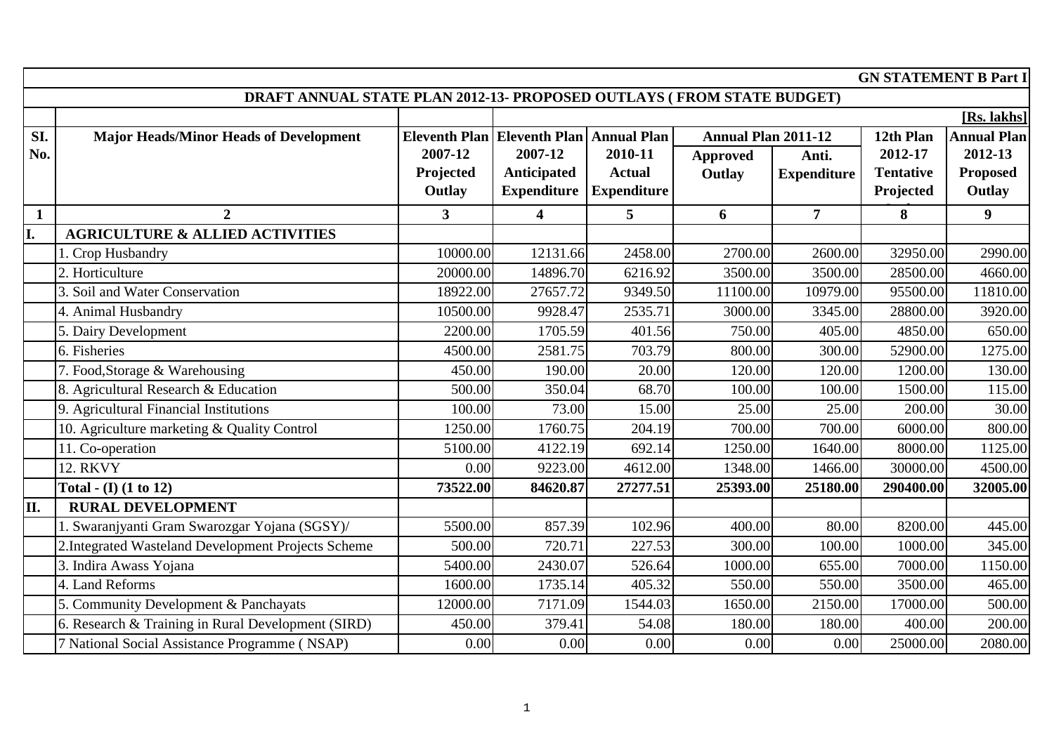**GN STATEMENT B Part I**

**DRAFT ANNUAL STATE PLAN 2012-13- PROPOSED OUTLAYS ( FROM STATE BUDGET)**

**[Rs. lakhs]**

| SI. No. | Major Heads/Minor Heads of Development | Eleventh Plan 2007-12 Projected Outlay | Eleventh Plan 2007-12 Anticipated Expenditure | Annual Plan 2010-11 Actual Expenditure | Annual Plan 2011-12 | | 12th Plan 2012-17 Tentative Projected | Annual Plan 2012-13 Proposed Outlay |
|---|---|---|---|---|---|---|---|---|
| | | | | | Approved Outlay | Anti. Expenditure | | |
| 1 | 2 | 3 | 4 | 5 | 6 | 7 | 8 | 9 |
| I. | **AGRICULTURE & ALLIED ACTIVITIES** | | | | | | | |
| | 1. Crop Husbandry | 10000.00 | 12131.66 | 2458.00 | 2700.00 | 2600.00 | 32950.00 | 2990.00 |
| | 2. Horticulture | 20000.00 | 14896.70 | 6216.92 | 3500.00 | 3500.00 | 28500.00 | 4660.00 |
| | 3. Soil and Water Conservation | 18922.00 | 27657.72 | 9349.50 | 11100.00 | 10979.00 | 95500.00 | 11810.00 |
| | 4. Animal Husbandry | 10500.00 | 9928.47 | 2535.71 | 3000.00 | 3345.00 | 28800.00 | 3920.00 |
| | 5. Dairy Development | 2200.00 | 1705.59 | 401.56 | 750.00 | 405.00 | 4850.00 | 650.00 |
| | 6. Fisheries | 4500.00 | 2581.75 | 703.79 | 800.00 | 300.00 | 52900.00 | 1275.00 |
| | 7. Food,Storage & Warehousing | 450.00 | 190.00 | 20.00 | 120.00 | 120.00 | 1200.00 | 130.00 |
| | 8. Agricultural Research & Education | 500.00 | 350.04 | 68.70 | 100.00 | 100.00 | 1500.00 | 115.00 |
| | 9. Agricultural Financial Institutions | 100.00 | 73.00 | 15.00 | 25.00 | 25.00 | 200.00 | 30.00 |
| | 10. Agriculture marketing & Quality Control | 1250.00 | 1760.75 | 204.19 | 700.00 | 700.00 | 6000.00 | 800.00 |
| | 11. Co-operation | 5100.00 | 4122.19 | 692.14 | 1250.00 | 1640.00 | 8000.00 | 1125.00 |
| | 12. RKVY | 0.00 | 9223.00 | 4612.00 | 1348.00 | 1466.00 | 30000.00 | 4500.00 |
| | **Total - (I) (1 to 12)** | **73522.00** | **84620.87** | **27277.51** | **25393.00** | **25180.00** | **290400.00** | **32005.00** |
| II. | **RURAL DEVELOPMENT** | | | | | | | |
| | 1. Swaranjyanti Gram Swarozgar Yojana (SGSY)/ | 5500.00 | 857.39 | 102.96 | 400.00 | 80.00 | 8200.00 | 445.00 |
| | 2.Integrated Wasteland Development Projects Scheme | 500.00 | 720.71 | 227.53 | 300.00 | 100.00 | 1000.00 | 345.00 |
| | 3. Indira Awass Yojana | 5400.00 | 2430.07 | 526.64 | 1000.00 | 655.00 | 7000.00 | 1150.00 |
| | 4. Land Reforms | 1600.00 | 1735.14 | 405.32 | 550.00 | 550.00 | 3500.00 | 465.00 |
| | 5. Community Development & Panchayats | 12000.00 | 7171.09 | 1544.03 | 1650.00 | 2150.00 | 17000.00 | 500.00 |
| | 6. Research & Training in Rural Development (SIRD) | 450.00 | 379.41 | 54.08 | 180.00 | 180.00 | 400.00 | 200.00 |
| | 7 National Social Assistance Programme ( NSAP) | 0.00 | 0.00 | 0.00 | 0.00 | 0.00 | 25000.00 | 2080.00 |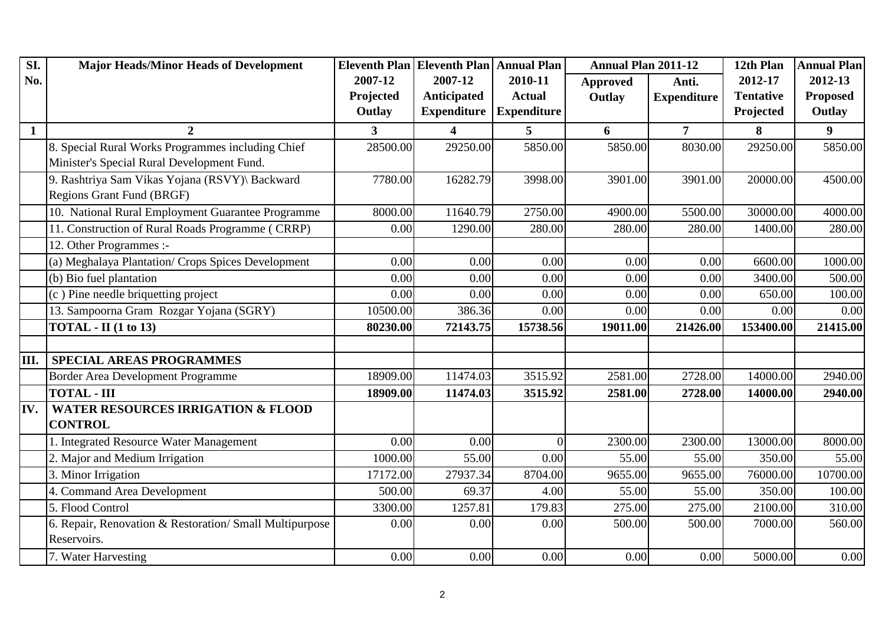| Sl. No. | Major Heads/Minor Heads of Development | Eleventh Plan 2007-12 Projected Outlay | Eleventh Plan 2007-12 Anticipated Expenditure | Annual Plan 2010-11 Actual Expenditure | Annual Plan 2011-12 | | 12th Plan 2012-17 Tentative Projected | Annual Plan 2012-13 Proposed Outlay |
|---|---|---|---|---|---|---|---|---|
| | | | | | Approved Outlay | Anti. Expenditure | | |
| 1 | 2 | 3 | 4 | 5 | 6 | 7 | 8 | 9 |
| | 8. Special Rural Works Programmes including Chief Minister's Special Rural Development Fund. | 28500.00 | 29250.00 | 5850.00 | 5850.00 | 8030.00 | 29250.00 | 5850.00 |
| | 9. Rashtriya Sam Vikas Yojana (RSVY)\ Backward Regions Grant Fund (BRGF) | 7780.00 | 16282.79 | 3998.00 | 3901.00 | 3901.00 | 20000.00 | 4500.00 |
| | 10. National Rural Employment Guarantee Programme | 8000.00 | 11640.79 | 2750.00 | 4900.00 | 5500.00 | 30000.00 | 4000.00 |
| | 11. Construction of Rural Roads Programme ( CRRP) | 0.00 | 1290.00 | 280.00 | 280.00 | 280.00 | 1400.00 | 280.00 |
| | 12. Other Programmes :- | | | | | | | |
| | (a) Meghalaya Plantation/ Crops Spices Development | 0.00 | 0.00 | 0.00 | 0.00 | 0.00 | 6600.00 | 1000.00 |
| | (b) Bio fuel plantation | 0.00 | 0.00 | 0.00 | 0.00 | 0.00 | 3400.00 | 500.00 |
| | (c ) Pine needle briquetting project | 0.00 | 0.00 | 0.00 | 0.00 | 0.00 | 650.00 | 100.00 |
| | 13. Sampoorna Gram Rozgar Yojana (SGRY) | 10500.00 | 386.36 | 0.00 | 0.00 | 0.00 | 0.00 | 0.00 |
| | **TOTAL - II (1 to 13)** | **80230.00** | **72143.75** | **15738.56** | **19011.00** | **21426.00** | **153400.00** | **21415.00** |
| | | | | | | | | |
| **III.** | **SPECIAL AREAS PROGRAMMES** | | | | | | | |
| | Border Area Development Programme | 18909.00 | 11474.03 | 3515.92 | 2581.00 | 2728.00 | 14000.00 | 2940.00 |
| | **TOTAL - III** | **18909.00** | **11474.03** | **3515.92** | **2581.00** | **2728.00** | **14000.00** | **2940.00** |
| **IV.** | **WATER RESOURCES IRRIGATION & FLOOD CONTROL** | | | | | | | |
| | 1. Integrated Resource Water Management | 0.00 | 0.00 | 0 | 2300.00 | 2300.00 | 13000.00 | 8000.00 |
| | 2. Major and Medium Irrigation | 1000.00 | 55.00 | 0.00 | 55.00 | 55.00 | 350.00 | 55.00 |
| | 3. Minor Irrigation | 17172.00 | 27937.34 | 8704.00 | 9655.00 | 9655.00 | 76000.00 | 10700.00 |
| | 4. Command Area Development | 500.00 | 69.37 | 4.00 | 55.00 | 55.00 | 350.00 | 100.00 |
| | 5. Flood Control | 3300.00 | 1257.81 | 179.83 | 275.00 | 275.00 | 2100.00 | 310.00 |
| | 6. Repair, Renovation & Restoration/ Small Multipurpose Reservoirs. | 0.00 | 0.00 | 0.00 | 500.00 | 500.00 | 7000.00 | 560.00 |
| | 7. Water Harvesting | 0.00 | 0.00 | 0.00 | 0.00 | 0.00 | 5000.00 | 0.00 |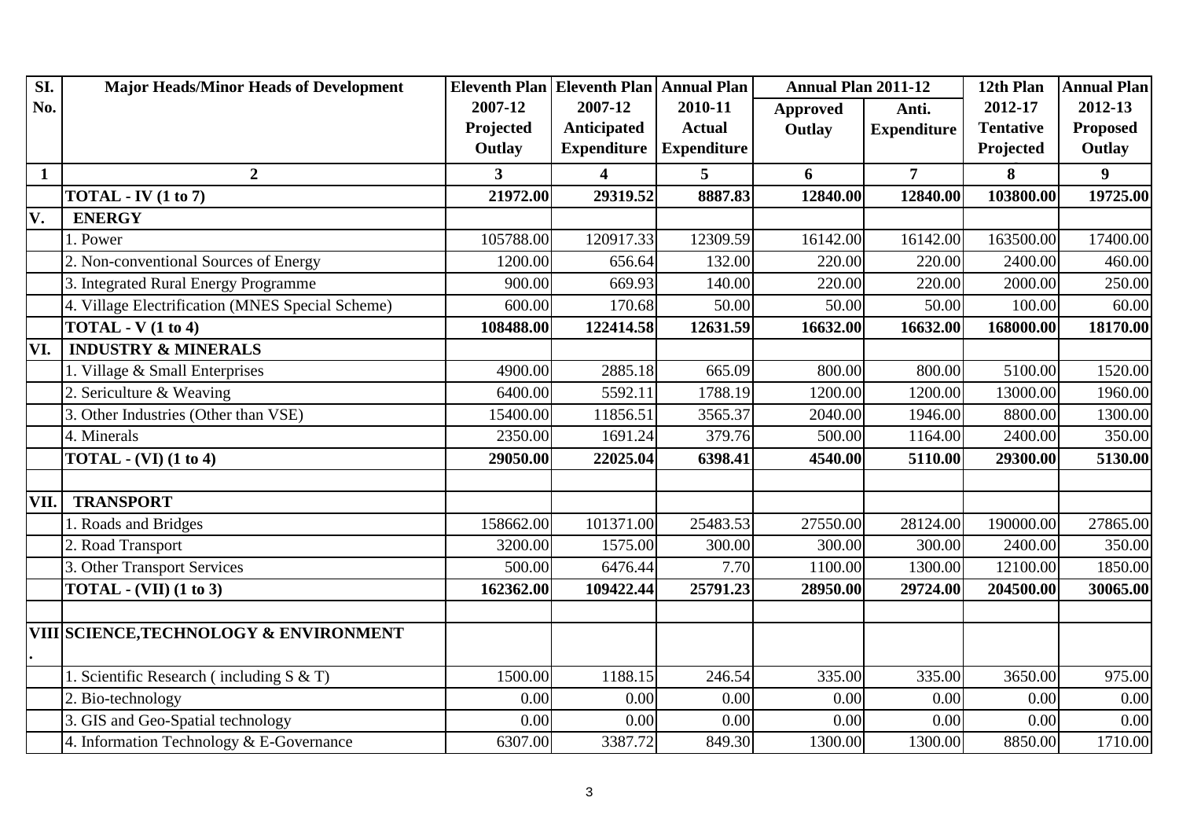| Sl. No. | Major Heads/Minor Heads of Development | Eleventh Plan 2007-12 Projected Outlay | Eleventh Plan 2007-12 Anticipated Expenditure | Annual Plan 2010-11 Actual Expenditure | Annual Plan 2011-12 | | 12th Plan 2012-17 Tentative Projected | Annual Plan 2012-13 Proposed Outlay |
|---|---|---|---|---|---|---|---|---|
| | | | | | Approved Outlay | Anti. Expenditure | | |
| 1 | 2 | 3 | 4 | 5 | 6 | 7 | 8 | 9 |
| | **TOTAL - IV (1 to 7)** | **21972.00** | **29319.52** | **8887.83** | **12840.00** | **12840.00** | **103800.00** | **19725.00** |
| V. | **ENERGY** | | | | | | | |
| | 1. Power | 105788.00 | 120917.33 | 12309.59 | 16142.00 | 16142.00 | 163500.00 | 17400.00 |
| | 2. Non-conventional Sources of Energy | 1200.00 | 656.64 | 132.00 | 220.00 | 220.00 | 2400.00 | 460.00 |
| | 3. Integrated Rural Energy Programme | 900.00 | 669.93 | 140.00 | 220.00 | 220.00 | 2000.00 | 250.00 |
| | 4. Village Electrification (MNES Special Scheme) | 600.00 | 170.68 | 50.00 | 50.00 | 50.00 | 100.00 | 60.00 |
| | **TOTAL - V (1 to 4)** | **108488.00** | **122414.58** | **12631.59** | **16632.00** | **16632.00** | **168000.00** | **18170.00** |
| VI. | **INDUSTRY & MINERALS** | | | | | | | |
| | 1. Village & Small Enterprises | 4900.00 | 2885.18 | 665.09 | 800.00 | 800.00 | 5100.00 | 1520.00 |
| | 2. Sericulture & Weaving | 6400.00 | 5592.11 | 1788.19 | 1200.00 | 1200.00 | 13000.00 | 1960.00 |
| | 3. Other Industries (Other than VSE) | 15400.00 | 11856.51 | 3565.37 | 2040.00 | 1946.00 | 8800.00 | 1300.00 |
| | 4. Minerals | 2350.00 | 1691.24 | 379.76 | 500.00 | 1164.00 | 2400.00 | 350.00 |
| | **TOTAL - (VI) (1 to 4)** | **29050.00** | **22025.04** | **6398.41** | **4540.00** | **5110.00** | **29300.00** | **5130.00** |
| | | | | | | | | |
| VII. | **TRANSPORT** | | | | | | | |
| | 1. Roads and Bridges | 158662.00 | 101371.00 | 25483.53 | 27550.00 | 28124.00 | 190000.00 | 27865.00 |
| | 2. Road Transport | 3200.00 | 1575.00 | 300.00 | 300.00 | 300.00 | 2400.00 | 350.00 |
| | 3. Other Transport Services | 500.00 | 6476.44 | 7.70 | 1100.00 | 1300.00 | 12100.00 | 1850.00 |
| | **TOTAL - (VII) (1 to 3)** | **162362.00** | **109422.44** | **25791.23** | **28950.00** | **29724.00** | **204500.00** | **30065.00** |
| | | | | | | | | |
| VIII. | **SCIENCE,TECHNOLOGY & ENVIRONMENT** | | | | | | | |
| | 1. Scientific Research ( including S & T) | 1500.00 | 1188.15 | 246.54 | 335.00 | 335.00 | 3650.00 | 975.00 |
| | 2. Bio-technology | 0.00 | 0.00 | 0.00 | 0.00 | 0.00 | 0.00 | 0.00 |
| | 3. GIS and Geo-Spatial technology | 0.00 | 0.00 | 0.00 | 0.00 | 0.00 | 0.00 | 0.00 |
| | 4. Information Technology & E-Governance | 6307.00 | 3387.72 | 849.30 | 1300.00 | 1300.00 | 8850.00 | 1710.00 |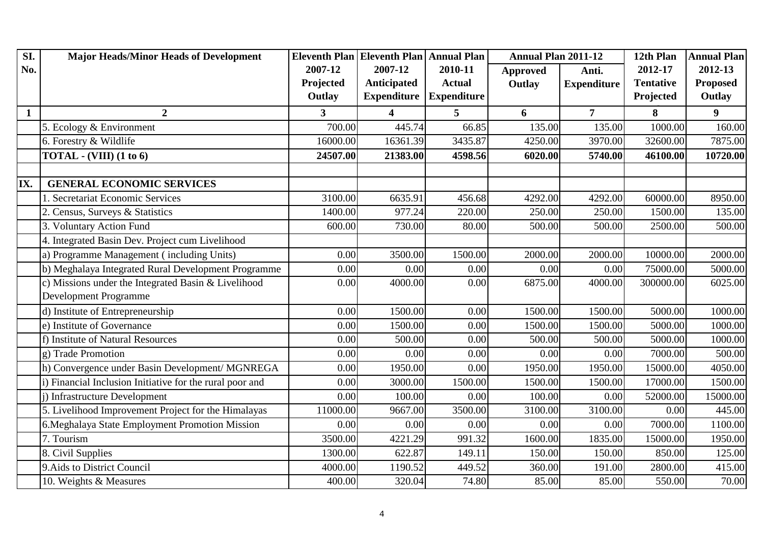| Sl. No. | Major Heads/Minor Heads of Development | Eleventh Plan 2007-12 Projected Outlay | Eleventh Plan 2007-12 Anticipated Expenditure | Annual Plan 2010-11 Actual Expenditure | Annual Plan 2011-12 | | 12th Plan 2012-17 Tentative Projected | Annual Plan 2012-13 Proposed Outlay |
|---|---|---|---|---|---|---|---|---|
| | | | | | Approved Outlay | Anti. Expenditure | | |
| **1** | **2** | **3** | **4** | **5** | **6** | **7** | **8** | **9** |
| | 5. Ecology & Environment | 700.00 | 445.74 | 66.85 | 135.00 | 135.00 | 1000.00 | 160.00 |
| | 6. Forestry & Wildlife | 16000.00 | 16361.39 | 3435.87 | 4250.00 | 3970.00 | 32600.00 | 7875.00 |
| | **TOTAL - (VIII) (1 to 6)** | **24507.00** | **21383.00** | **4598.56** | **6020.00** | **5740.00** | **46100.00** | **10720.00** |
| | | | | | | | | |
| **IX.** | **GENERAL ECONOMIC SERVICES** | | | | | | | |
| | 1. Secretariat Economic Services | 3100.00 | 6635.91 | 456.68 | 4292.00 | 4292.00 | 60000.00 | 8950.00 |
| | 2. Census, Surveys & Statistics | 1400.00 | 977.24 | 220.00 | 250.00 | 250.00 | 1500.00 | 135.00 |
| | 3. Voluntary Action Fund | 600.00 | 730.00 | 80.00 | 500.00 | 500.00 | 2500.00 | 500.00 |
| | 4. Integrated Basin Dev. Project cum Livelihood | | | | | | | |
| | a) Programme Management ( including Units) | 0.00 | 3500.00 | 1500.00 | 2000.00 | 2000.00 | 10000.00 | 2000.00 |
| | b) Meghalaya Integrated Rural Development Programme | 0.00 | 0.00 | 0.00 | 0.00 | 0.00 | 75000.00 | 5000.00 |
| | c) Missions under the Integrated Basin & Livelihood Development Programme | 0.00 | 4000.00 | 0.00 | 6875.00 | 4000.00 | 300000.00 | 6025.00 |
| | d) Institute of Entrepreneurship | 0.00 | 1500.00 | 0.00 | 1500.00 | 1500.00 | 5000.00 | 1000.00 |
| | e) Institute of Governance | 0.00 | 1500.00 | 0.00 | 1500.00 | 1500.00 | 5000.00 | 1000.00 |
| | f) Institute of Natural Resources | 0.00 | 500.00 | 0.00 | 500.00 | 500.00 | 5000.00 | 1000.00 |
| | g) Trade Promotion | 0.00 | 0.00 | 0.00 | 0.00 | 0.00 | 7000.00 | 500.00 |
| | h) Convergence under Basin Development/ MGNREGA | 0.00 | 1950.00 | 0.00 | 1950.00 | 1950.00 | 15000.00 | 4050.00 |
| | i) Financial Inclusion Initiative for the rural poor and | 0.00 | 3000.00 | 1500.00 | 1500.00 | 1500.00 | 17000.00 | 1500.00 |
| | j) Infrastructure Development | 0.00 | 100.00 | 0.00 | 100.00 | 0.00 | 52000.00 | 15000.00 |
| | 5. Livelihood Improvement Project for the Himalayas | 11000.00 | 9667.00 | 3500.00 | 3100.00 | 3100.00 | 0.00 | 445.00 |
| | 6.Meghalaya State Employment Promotion Mission | 0.00 | 0.00 | 0.00 | 0.00 | 0.00 | 7000.00 | 1100.00 |
| | 7. Tourism | 3500.00 | 4221.29 | 991.32 | 1600.00 | 1835.00 | 15000.00 | 1950.00 |
| | 8. Civil Supplies | 1300.00 | 622.87 | 149.11 | 150.00 | 150.00 | 850.00 | 125.00 |
| | 9.Aids to District Council | 4000.00 | 1190.52 | 449.52 | 360.00 | 191.00 | 2800.00 | 415.00 |
| | 10. Weights & Measures | 400.00 | 320.04 | 74.80 | 85.00 | 85.00 | 550.00 | 70.00 |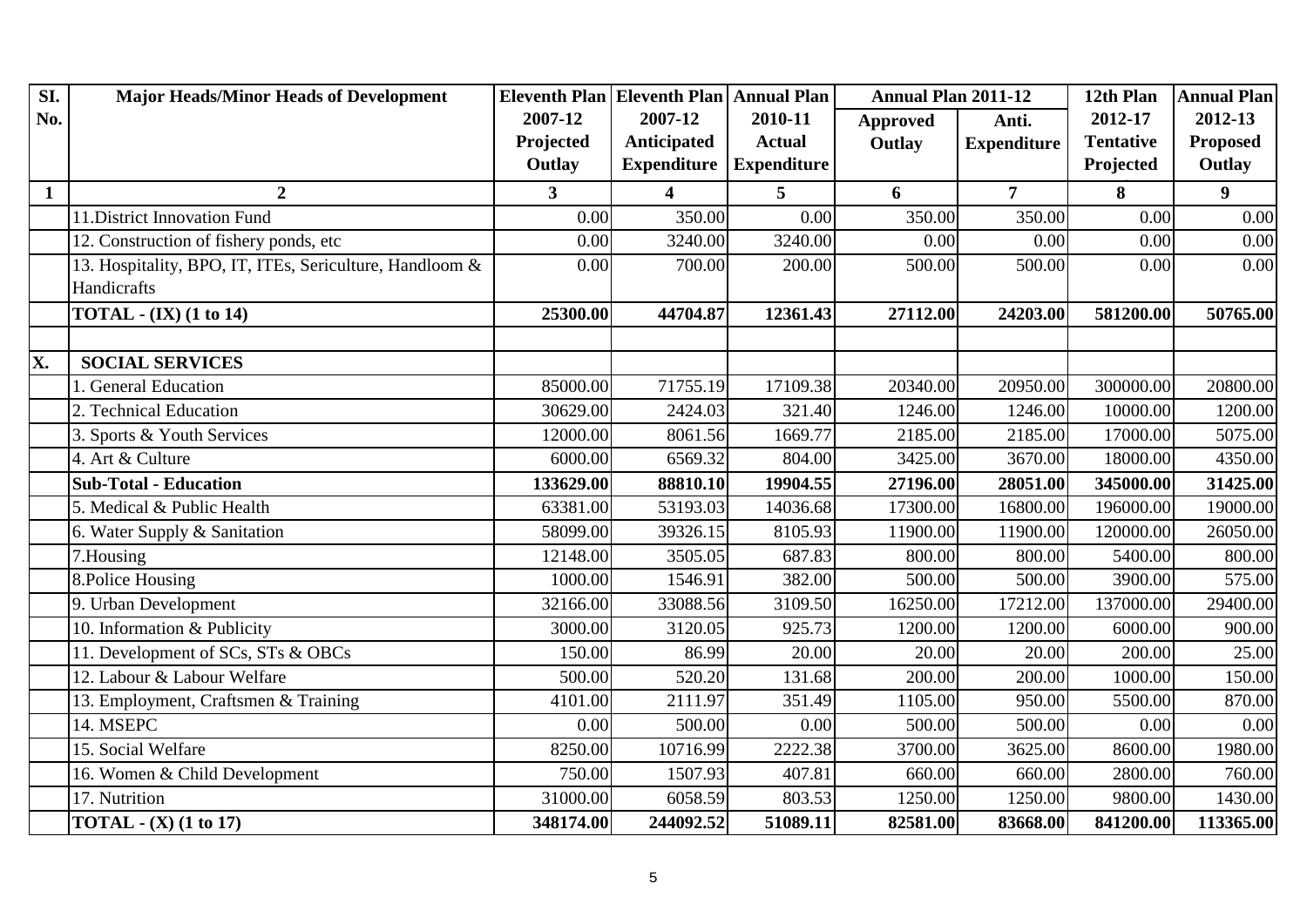| Sl. No. | Major Heads/Minor Heads of Development | Eleventh Plan 2007-12 Projected Outlay | Eleventh Plan 2007-12 Anticipated Expenditure | Annual Plan 2010-11 Actual Expenditure | Annual Plan 2011-12 | | 12th Plan 2012-17 Tentative Projected | Annual Plan 2012-13 Proposed Outlay |
|---|---|---|---|---|---|---|---|---|
| | | | | | Approved Outlay | Anti. Expenditure | | |
| **1** | **2** | **3** | **4** | **5** | **6** | **7** | **8** | **9** |
| | 11.District Innovation Fund | 0.00 | 350.00 | 0.00 | 350.00 | 350.00 | 0.00 | 0.00 |
| | 12. Construction of fishery ponds, etc | 0.00 | 3240.00 | 3240.00 | 0.00 | 0.00 | 0.00 | 0.00 |
| | 13. Hospitality, BPO, IT, ITEs, Sericulture, Handloom & Handicrafts | 0.00 | 700.00 | 200.00 | 500.00 | 500.00 | 0.00 | 0.00 |
| | **TOTAL - (IX) (1 to 14)** | **25300.00** | **44704.87** | **12361.43** | **27112.00** | **24203.00** | **581200.00** | **50765.00** |
| | | | | | | | | |
| **X.** | **SOCIAL SERVICES** | | | | | | | |
| | 1. General Education | 85000.00 | 71755.19 | 17109.38 | 20340.00 | 20950.00 | 300000.00 | 20800.00 |
| | 2. Technical Education | 30629.00 | 2424.03 | 321.40 | 1246.00 | 1246.00 | 10000.00 | 1200.00 |
| | 3. Sports & Youth Services | 12000.00 | 8061.56 | 1669.77 | 2185.00 | 2185.00 | 17000.00 | 5075.00 |
| | 4. Art & Culture | 6000.00 | 6569.32 | 804.00 | 3425.00 | 3670.00 | 18000.00 | 4350.00 |
| | **Sub-Total - Education** | **133629.00** | **88810.10** | **19904.55** | **27196.00** | **28051.00** | **345000.00** | **31425.00** |
| | 5. Medical & Public Health | 63381.00 | 53193.03 | 14036.68 | 17300.00 | 16800.00 | 196000.00 | 19000.00 |
| | 6. Water Supply & Sanitation | 58099.00 | 39326.15 | 8105.93 | 11900.00 | 11900.00 | 120000.00 | 26050.00 |
| | 7.Housing | 12148.00 | 3505.05 | 687.83 | 800.00 | 800.00 | 5400.00 | 800.00 |
| | 8.Police Housing | 1000.00 | 1546.91 | 382.00 | 500.00 | 500.00 | 3900.00 | 575.00 |
| | 9. Urban Development | 32166.00 | 33088.56 | 3109.50 | 16250.00 | 17212.00 | 137000.00 | 29400.00 |
| | 10. Information & Publicity | 3000.00 | 3120.05 | 925.73 | 1200.00 | 1200.00 | 6000.00 | 900.00 |
| | 11. Development of SCs, STs & OBCs | 150.00 | 86.99 | 20.00 | 20.00 | 20.00 | 200.00 | 25.00 |
| | 12. Labour & Labour Welfare | 500.00 | 520.20 | 131.68 | 200.00 | 200.00 | 1000.00 | 150.00 |
| | 13. Employment, Craftsmen & Training | 4101.00 | 2111.97 | 351.49 | 1105.00 | 950.00 | 5500.00 | 870.00 |
| | 14. MSEPC | 0.00 | 500.00 | 0.00 | 500.00 | 500.00 | 0.00 | 0.00 |
| | 15. Social Welfare | 8250.00 | 10716.99 | 2222.38 | 3700.00 | 3625.00 | 8600.00 | 1980.00 |
| | 16. Women & Child Development | 750.00 | 1507.93 | 407.81 | 660.00 | 660.00 | 2800.00 | 760.00 |
| | 17. Nutrition | 31000.00 | 6058.59 | 803.53 | 1250.00 | 1250.00 | 9800.00 | 1430.00 |
| | **TOTAL - (X) (1 to 17)** | **348174.00** | **244092.52** | **51089.11** | **82581.00** | **83668.00** | **841200.00** | **113365.00** |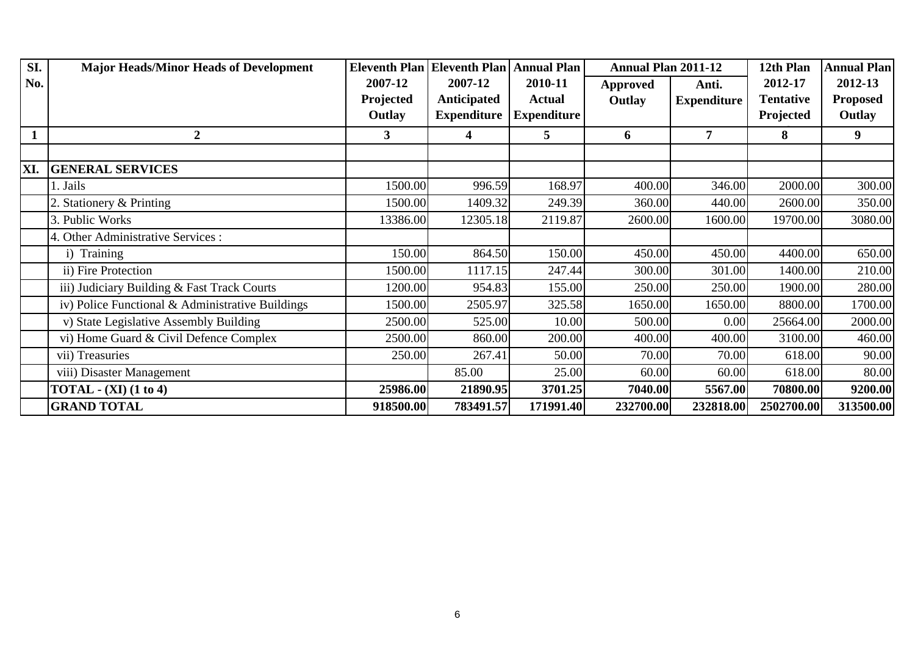| Sl. No. | Major Heads/Minor Heads of Development | Eleventh Plan 2007-12 Projected Outlay | Eleventh Plan 2007-12 Anticipated Expenditure | Annual Plan 2010-11 Actual Expenditure | Annual Plan 2011-12 | | 12th Plan 2012-17 Tentative Projected | Annual Plan 2012-13 Proposed Outlay |
|---|---|---|---|---|---|---|---|---|
| | | | | | Approved Outlay | Anti. Expenditure | | |
| 1 | 2 | 3 | 4 | 5 | 6 | 7 | 8 | 9 |
| | | | | | | | | |
| XI. | **GENERAL SERVICES** | | | | | | | |
| | 1. Jails | 1500.00 | 996.59 | 168.97 | 400.00 | 346.00 | 2000.00 | 300.00 |
| | 2. Stationery & Printing | 1500.00 | 1409.32 | 249.39 | 360.00 | 440.00 | 2600.00 | 350.00 |
| | 3. Public Works | 13386.00 | 12305.18 | 2119.87 | 2600.00 | 1600.00 | 19700.00 | 3080.00 |
| | 4. Other Administrative Services : | | | | | | | |
| | i) Training | 150.00 | 864.50 | 150.00 | 450.00 | 450.00 | 4400.00 | 650.00 |
| | ii) Fire Protection | 1500.00 | 1117.15 | 247.44 | 300.00 | 301.00 | 1400.00 | 210.00 |
| | iii) Judiciary Building & Fast Track Courts | 1200.00 | 954.83 | 155.00 | 250.00 | 250.00 | 1900.00 | 280.00 |
| | iv) Police Functional & Administrative Buildings | 1500.00 | 2505.97 | 325.58 | 1650.00 | 1650.00 | 8800.00 | 1700.00 |
| | v) State Legislative Assembly Building | 2500.00 | 525.00 | 10.00 | 500.00 | 0.00 | 25664.00 | 2000.00 |
| | vi) Home Guard & Civil Defence Complex | 2500.00 | 860.00 | 200.00 | 400.00 | 400.00 | 3100.00 | 460.00 |
| | vii) Treasuries | 250.00 | 267.41 | 50.00 | 70.00 | 70.00 | 618.00 | 90.00 |
| | viii) Disaster Management | | 85.00 | 25.00 | 60.00 | 60.00 | 618.00 | 80.00 |
| | **TOTAL - (XI) (1 to 4)** | **25986.00** | **21890.95** | **3701.25** | **7040.00** | **5567.00** | **70800.00** | **9200.00** |
| | **GRAND TOTAL** | **918500.00** | **783491.57** | **171991.40** | **232700.00** | **232818.00** | **2502700.00** | **313500.00** |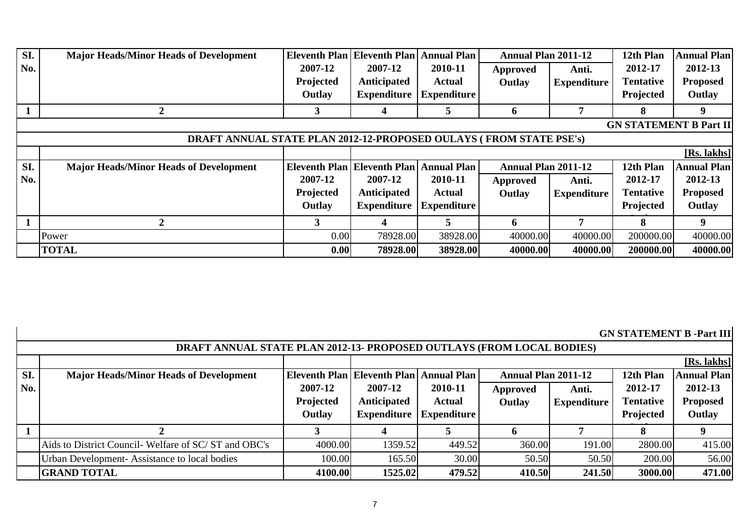| Sl. No. | Major Heads/Minor Heads of Development | Eleventh Plan 2007-12 Projected Outlay | Eleventh Plan 2007-12 Anticipated Expenditure | Annual Plan 2010-11 Actual Expenditure | Annual Plan 2011-12 | | 12th Plan 2012-17 Tentative Projected | Annual Plan 2012-13 Proposed Outlay |
|---|---|---|---|---|---|---|---|---|
| | | | | | Approved Outlay | Anti. Expenditure | | |
| 1 | 2 | 3 | 4 | 5 | 6 | 7 | 8 | 9 |

**GN STATEMENT B Part II**

**DRAFT ANNUAL STATE PLAN 2012-12-PROPOSED OULAYS ( FROM STATE PSE's)**

[Rs. lakhs]

| Sl. No. | Major Heads/Minor Heads of Development | Eleventh Plan 2007-12 Projected Outlay | Eleventh Plan 2007-12 Anticipated Expenditure | Annual Plan 2010-11 Actual Expenditure | Annual Plan 2011-12 | | 12th Plan 2012-17 Tentative Projected | Annual Plan 2012-13 Proposed Outlay |
|---|---|---|---|---|---|---|---|---|
| | | | | | Approved Outlay | Anti. Expenditure | | |
| 1 | 2 | 3 | 4 | 5 | 6 | 7 | 8 | 9 |
| | Power | 0.00 | 78928.00 | 38928.00 | 40000.00 | 40000.00 | 200000.00 | 40000.00 |
| | **TOTAL** | **0.00** | **78928.00** | **38928.00** | **40000.00** | **40000.00** | **200000.00** | **40000.00** |

**GN STATEMENT B -Part III**

**DRAFT ANNUAL STATE PLAN 2012-13- PROPOSED OUTLAYS (FROM LOCAL BODIES)**

[Rs. lakhs]

| Sl. No. | Major Heads/Minor Heads of Development | Eleventh Plan 2007-12 Projected Outlay | Eleventh Plan 2007-12 Anticipated Expenditure | Annual Plan 2010-11 Actual Expenditure | Annual Plan 2011-12 | | 12th Plan 2012-17 Tentative Projected | Annual Plan 2012-13 Proposed Outlay |
|---|---|---|---|---|---|---|---|---|
| | | | | | Approved Outlay | Anti. Expenditure | | |
| 1 | 2 | 3 | 4 | 5 | 6 | 7 | 8 | 9 |
| | Aids to District Council- Welfare of SC/ ST and OBC's | 4000.00 | 1359.52 | 449.52 | 360.00 | 191.00 | 2800.00 | 415.00 |
| | Urban Development- Assistance to local bodies | 100.00 | 165.50 | 30.00 | 50.50 | 50.50 | 200.00 | 56.00 |
| | **GRAND TOTAL** | **4100.00** | **1525.02** | **479.52** | **410.50** | **241.50** | **3000.00** | **471.00** |